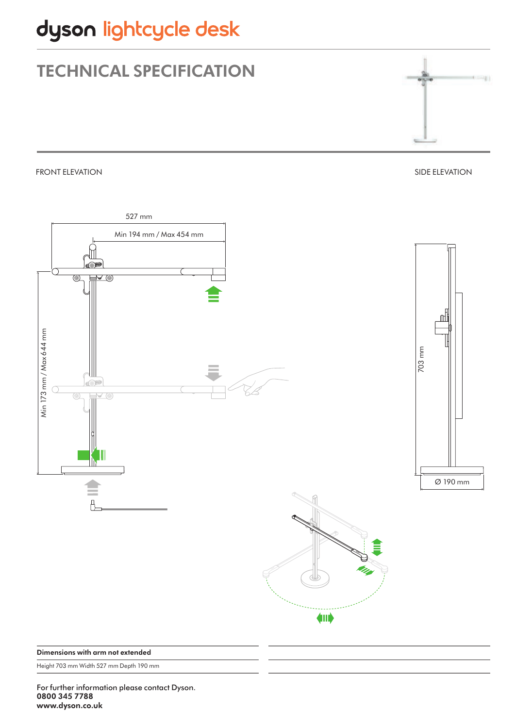# dyson lightcycle desk

## TECHNICAL SPECIFICATION

FRONT ELEVATION

SIDE ELEVATION

527 mm

Min 194 mm / Max 454 mm

Min 173 mm / Max 644 mm

703 mm

Ø 190 mm

| Dimensions with arm not extended |
| --- |
| Height 703 mm Width 527 mm Depth 190 mm |

For further information please contact Dyson.
**0800 345 7788**
**www.dyson.co.uk**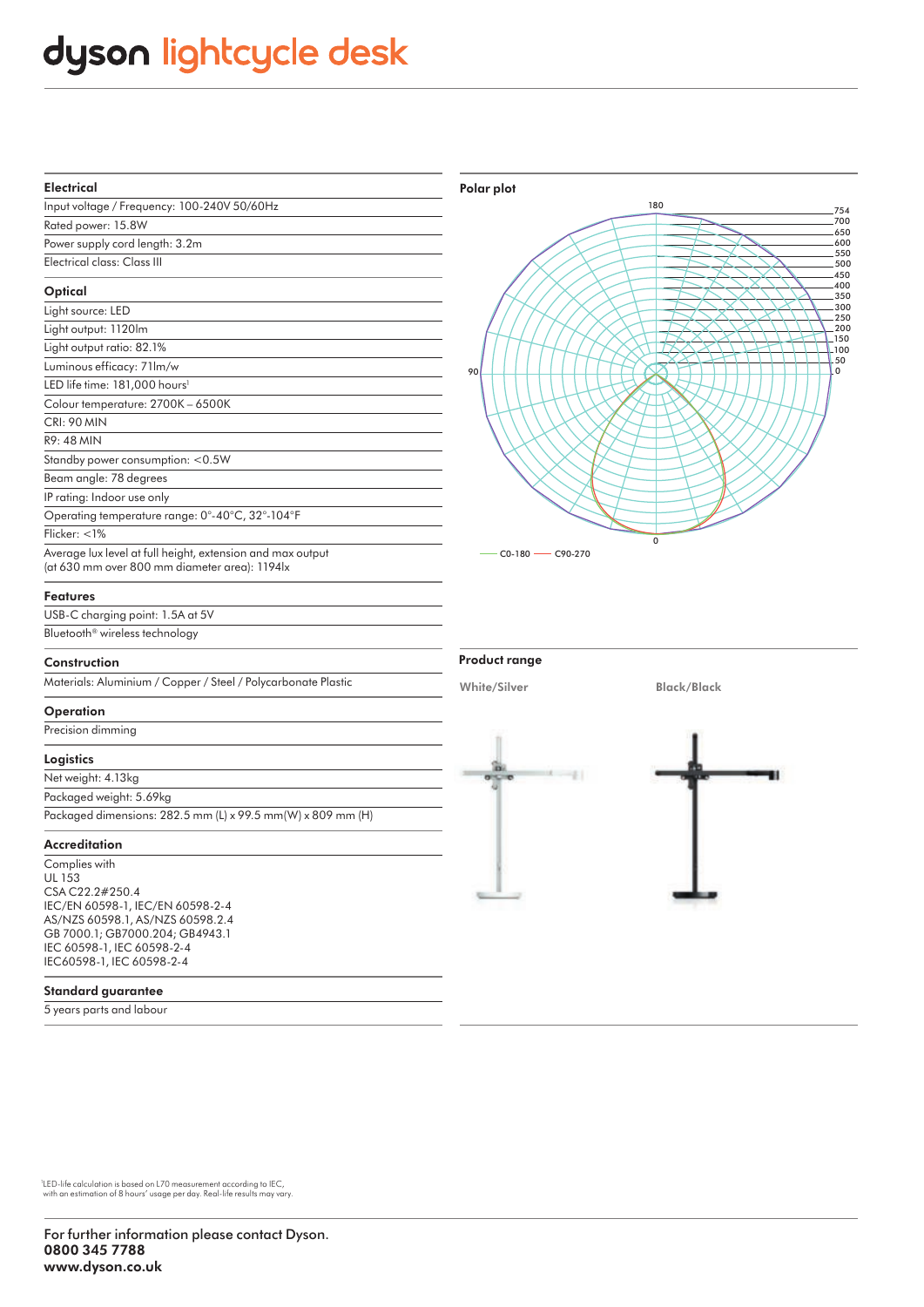# dyson lightcycle desk

## Electrical

Input voltage / Frequency: 100-240V 50/60Hz

Rated power: 15.8W

Power supply cord length: 3.2m

Electrical class: Class III

## Optical

Light source: LED

Light output: 1120lm

Light output ratio: 82.1%

Luminous efficacy: 71lm/w

LED life time: 181,000 hours[1]

Colour temperature: 2700K – 6500K

CRI: 90 MIN

R9: 48 MIN

Standby power consumption: <0.5W

Beam angle: 78 degrees

IP rating: Indoor use only

Operating temperature range: 0°-40°C, 32°-104°F

Flicker: <1%

Average lux level at full height, extension and max output (at 630 mm over 800 mm diameter area): 1194lx

## Features

USB-C charging point: 1.5A at 5V

Bluetooth® wireless technology

## Construction

Materials: Aluminium / Copper / Steel / Polycarbonate Plastic

## Operation

Precision dimming

## Logistics

Net weight: 4.13kg

Packaged weight: 5.69kg

Packaged dimensions: 282.5 mm (L) x 99.5 mm(W) x 809 mm (H)

## Accreditation

Complies with
UL 153
CSA C22.2#250.4
IEC/EN 60598-1, IEC/EN 60598-2-4
AS/NZS 60598.1, AS/NZS 60598.2.4
GB 7000.1; GB7000.204; GB4943.1
IEC 60598-1, IEC 60598-2-4
IEC60598-1, IEC 60598-2-4

## Standard guarantee

5 years parts and labour

## Polar plot

180
754
700
650
600
550
500
450
400
350
300
250
200
150
100
50
0
90
0

C0-180 C90-270

## Product range

White/Silver

Black/Black

[1]LED-life calculation is based on L70 measurement according to IEC, with an estimation of 8 hours' usage per day. Real-life results may vary.

For further information please contact Dyson.
**0800 345 7788**
**www.dyson.co.uk**